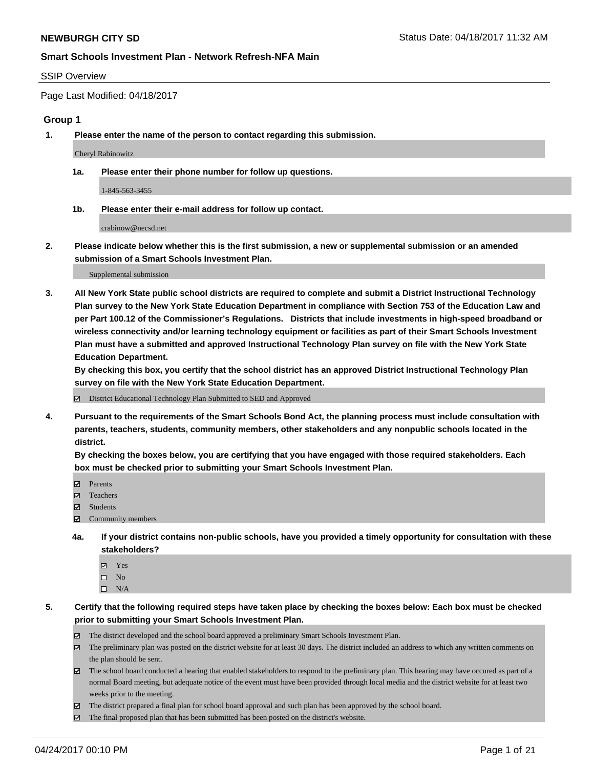**NEWBURGH CITY SD**

Status Date: 04/18/2017 11:32 AM

**Smart Schools Investment Plan - Network Refresh-NFA Main**

SSIP Overview

Page Last Modified: 04/18/2017

### Group 1

**1. Please enter the name of the person to contact regarding this submission.**

Cheryl Rabinowitz

**1a. Please enter their phone number for follow up questions.**

1-845-563-3455

**1b. Please enter their e-mail address for follow up contact.**

crabinow@necsd.net

**2. Please indicate below whether this is the first submission, a new or supplemental submission or an amended submission of a Smart Schools Investment Plan.**

Supplemental submission

**3. All New York State public school districts are required to complete and submit a District Instructional Technology Plan survey to the New York State Education Department in compliance with Section 753 of the Education Law and per Part 100.12 of the Commissioner's Regulations. Districts that include investments in high-speed broadband or wireless connectivity and/or learning technology equipment or facilities as part of their Smart Schools Investment Plan must have a submitted and approved Instructional Technology Plan survey on file with the New York State Education Department.**
**By checking this box, you certify that the school district has an approved District Instructional Technology Plan survey on file with the New York State Education Department.**

- ☑ District Educational Technology Plan Submitted to SED and Approved

**4. Pursuant to the requirements of the Smart Schools Bond Act, the planning process must include consultation with parents, teachers, students, community members, other stakeholders and any nonpublic schools located in the district.**
**By checking the boxes below, you are certifying that you have engaged with those required stakeholders. Each box must be checked prior to submitting your Smart Schools Investment Plan.**

- ☑ Parents
- ☑ Teachers
- ☑ Students
- ☑ Community members

**4a. If your district contains non-public schools, have you provided a timely opportunity for consultation with these stakeholders?**

- ☑ Yes
- ☐ No
- ☐ N/A

**5. Certify that the following required steps have taken place by checking the boxes below: Each box must be checked prior to submitting your Smart Schools Investment Plan.**

- ☑ The district developed and the school board approved a preliminary Smart Schools Investment Plan.
- ☑ The preliminary plan was posted on the district website for at least 30 days. The district included an address to which any written comments on the plan should be sent.
- ☑ The school board conducted a hearing that enabled stakeholders to respond to the preliminary plan. This hearing may have occured as part of a normal Board meeting, but adequate notice of the event must have been provided through local media and the district website for at least two weeks prior to the meeting.
- ☑ The district prepared a final plan for school board approval and such plan has been approved by the school board.
- ☑ The final proposed plan that has been submitted has been posted on the district's website.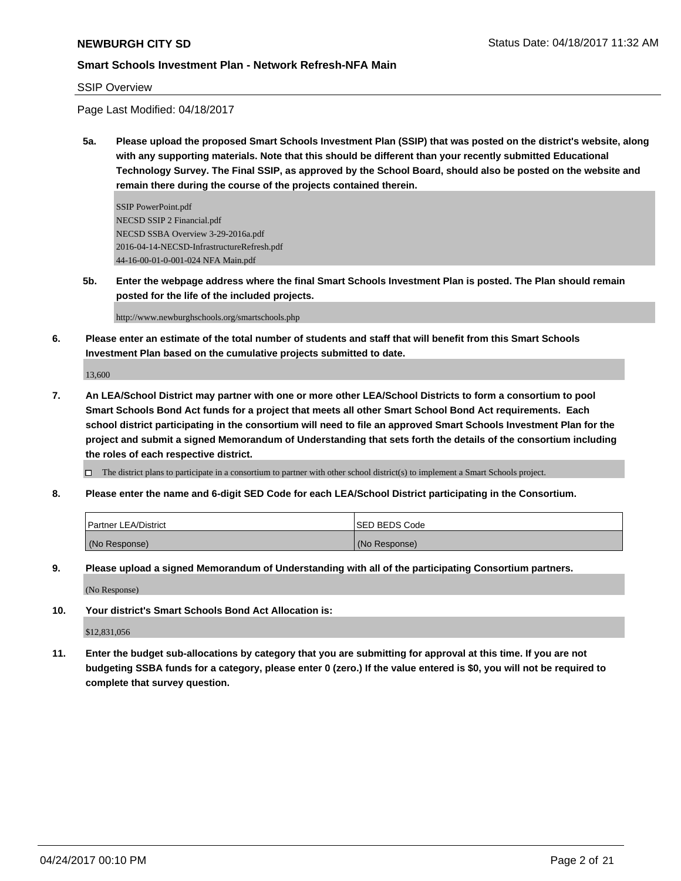**NEWBURGH CITY SD**

**Smart Schools Investment Plan - Network Refresh-NFA Main**

SSIP Overview

Page Last Modified: 04/18/2017

**5a. Please upload the proposed Smart Schools Investment Plan (SSIP) that was posted on the district's website, along with any supporting materials. Note that this should be different than your recently submitted Educational Technology Survey. The Final SSIP, as approved by the School Board, should also be posted on the website and remain there during the course of the projects contained therein.**

SSIP PowerPoint.pdf
NECSD SSIP 2 Financial.pdf
NECSD SSBA Overview 3-29-2016a.pdf
2016-04-14-NECSD-InfrastructureRefresh.pdf
44-16-00-01-0-001-024 NFA Main.pdf

**5b. Enter the webpage address where the final Smart Schools Investment Plan is posted. The Plan should remain posted for the life of the included projects.**

http://www.newburghschools.org/smartschools.php

**6. Please enter an estimate of the total number of students and staff that will benefit from this Smart Schools Investment Plan based on the cumulative projects submitted to date.**

13,600

**7. An LEA/School District may partner with one or more other LEA/School Districts to form a consortium to pool Smart Schools Bond Act funds for a project that meets all other Smart School Bond Act requirements. Each school district participating in the consortium will need to file an approved Smart Schools Investment Plan for the project and submit a signed Memorandum of Understanding that sets forth the details of the consortium including the roles of each respective district.**

☐ The district plans to participate in a consortium to partner with other school district(s) to implement a Smart Schools project.

**8. Please enter the name and 6-digit SED Code for each LEA/School District participating in the Consortium.**

| Partner LEA/District | SED BEDS Code |
| --- | --- |
| (No Response) | (No Response) |

**9. Please upload a signed Memorandum of Understanding with all of the participating Consortium partners.**

(No Response)

**10. Your district's Smart Schools Bond Act Allocation is:**

$12,831,056

**11. Enter the budget sub-allocations by category that you are submitting for approval at this time. If you are not budgeting SSBA funds for a category, please enter 0 (zero.) If the value entered is $0, you will not be required to complete that survey question.**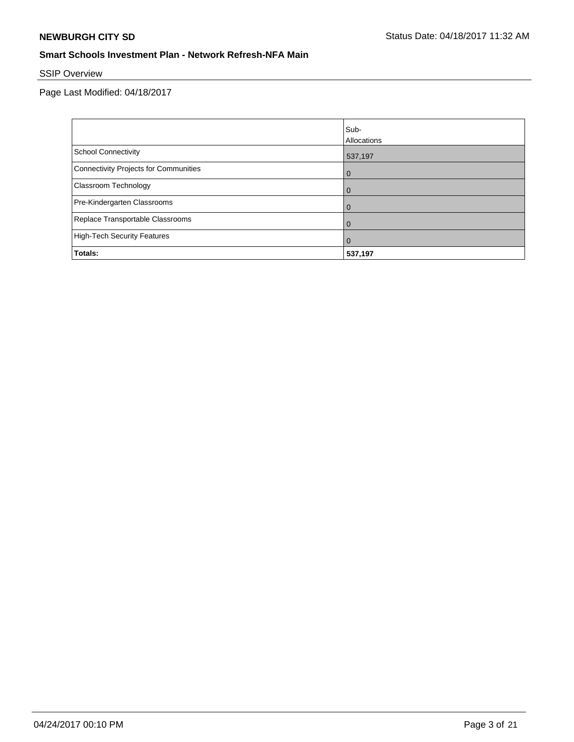## Smart Schools Investment Plan - Network Refresh-NFA Main

SSIP Overview

Page Last Modified: 04/18/2017

| | Sub-Allocations |
|---|---|
| School Connectivity | 537,197 |
| Connectivity Projects for Communities | 0 |
| Classroom Technology | 0 |
| Pre-Kindergarten Classrooms | 0 |
| Replace Transportable Classrooms | 0 |
| High-Tech Security Features | 0 |
| **Totals:** | **537,197** |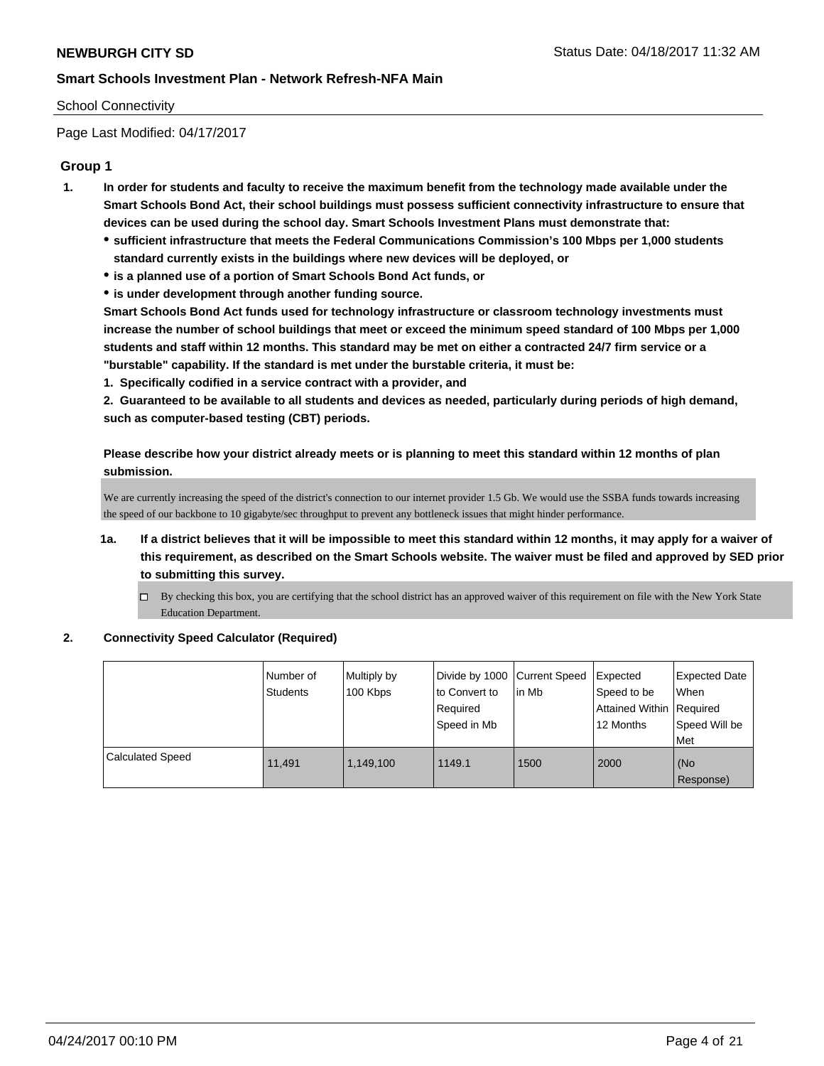School Connectivity

Page Last Modified: 04/17/2017

## Group 1

1. **In order for students and faculty to receive the maximum benefit from the technology made available under the Smart Schools Bond Act, their school buildings must possess sufficient connectivity infrastructure to ensure that devices can be used during the school day. Smart Schools Investment Plans must demonstrate that:**
   - **sufficient infrastructure that meets the Federal Communications Commission's 100 Mbps per 1,000 students standard currently exists in the buildings where new devices will be deployed, or**
   - **is a planned use of a portion of Smart Schools Bond Act funds, or**
   - **is under development through another funding source.**

   **Smart Schools Bond Act funds used for technology infrastructure or classroom technology investments must increase the number of school buildings that meet or exceed the minimum speed standard of 100 Mbps per 1,000 students and staff within 12 months. This standard may be met on either a contracted 24/7 firm service or a "burstable" capability. If the standard is met under the burstable criteria, it must be:**

   **1. Specifically codified in a service contract with a provider, and**

   **2. Guaranteed to be available to all students and devices as needed, particularly during periods of high demand, such as computer-based testing (CBT) periods.**

   **Please describe how your district already meets or is planning to meet this standard within 12 months of plan submission.**

   We are currently increasing the speed of the district's connection to our internet provider 1.5 Gb. We would use the SSBA funds towards increasing the speed of our backbone to 10 gigabyte/sec throughput to prevent any bottleneck issues that might hinder performance.

   1a. **If a district believes that it will be impossible to meet this standard within 12 months, it may apply for a waiver of this requirement, as described on the Smart Schools website. The waiver must be filed and approved by SED prior to submitting this survey.**

   ☐ By checking this box, you are certifying that the school district has an approved waiver of this requirement on file with the New York State Education Department.

2. **Connectivity Speed Calculator (Required)**

| | Number of Students | Multiply by 100 Kbps | Divide by 1000 to Convert to Required Speed in Mb | Current Speed in Mb | Expected Speed to be Attained Within 12 Months | Expected Date When Required Speed Will be Met |
|---|---|---|---|---|---|---|
| Calculated Speed | 11,491 | 1,149,100 | 1149.1 | 1500 | 2000 | (No Response) |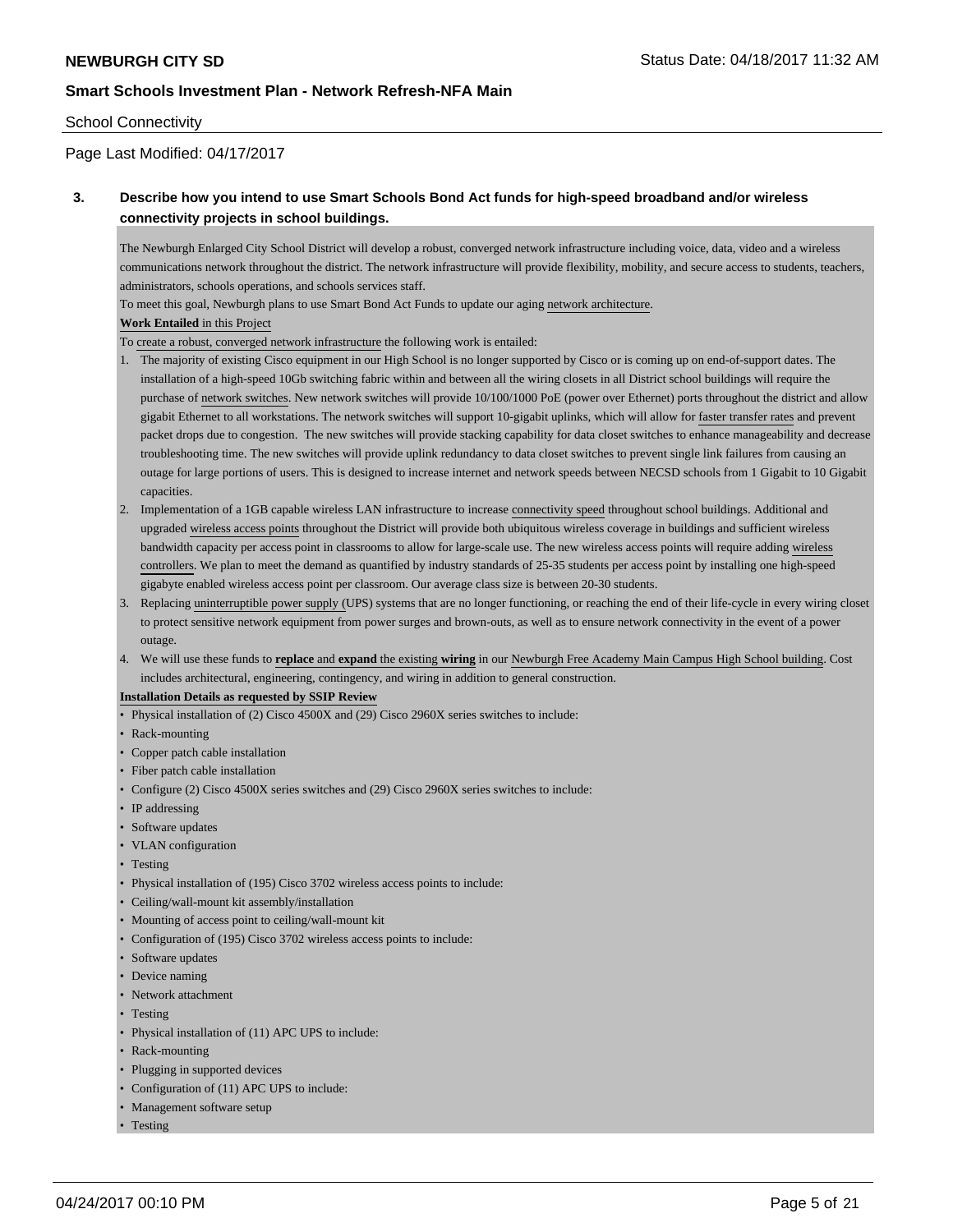School Connectivity

Page Last Modified: 04/17/2017

**3. Describe how you intend to use Smart Schools Bond Act funds for high-speed broadband and/or wireless connectivity projects in school buildings.**

The Newburgh Enlarged City School District will develop a robust, converged network infrastructure including voice, data, video and a wireless communications network throughout the district. The network infrastructure will provide flexibility, mobility, and secure access to students, teachers, administrators, schools operations, and schools services staff.

To meet this goal, Newburgh plans to use Smart Bond Act Funds to update our aging network architecture.

**Work Entailed** in this Project

To create a robust, converged network infrastructure the following work is entailed:

1. The majority of existing Cisco equipment in our High School is no longer supported by Cisco or is coming up on end-of-support dates. The installation of a high-speed 10Gb switching fabric within and between all the wiring closets in all District school buildings will require the purchase of network switches. New network switches will provide 10/100/1000 PoE (power over Ethernet) ports throughout the district and allow gigabit Ethernet to all workstations. The network switches will support 10-gigabit uplinks, which will allow for faster transfer rates and prevent packet drops due to congestion. The new switches will provide stacking capability for data closet switches to enhance manageability and decrease troubleshooting time. The new switches will provide uplink redundancy to data closet switches to prevent single link failures from causing an outage for large portions of users. This is designed to increase internet and network speeds between NECSD schools from 1 Gigabit to 10 Gigabit capacities.
2. Implementation of a 1GB capable wireless LAN infrastructure to increase connectivity speed throughout school buildings. Additional and upgraded wireless access points throughout the District will provide both ubiquitous wireless coverage in buildings and sufficient wireless bandwidth capacity per access point in classrooms to allow for large-scale use. The new wireless access points will require adding wireless controllers. We plan to meet the demand as quantified by industry standards of 25-35 students per access point by installing one high-speed gigabyte enabled wireless access point per classroom. Our average class size is between 20-30 students.
3. Replacing uninterruptible power supply (UPS) systems that are no longer functioning, or reaching the end of their life-cycle in every wiring closet to protect sensitive network equipment from power surges and brown-outs, as well as to ensure network connectivity in the event of a power outage.
4. We will use these funds to **replace** and **expand** the existing **wiring** in our Newburgh Free Academy Main Campus High School building. Cost includes architectural, engineering, contingency, and wiring in addition to general construction.

**Installation Details as requested by SSIP Review**

- Physical installation of (2) Cisco 4500X and (29) Cisco 2960X series switches to include:
- Rack-mounting
- Copper patch cable installation
- Fiber patch cable installation
- Configure (2) Cisco 4500X series switches and (29) Cisco 2960X series switches to include:
- IP addressing
- Software updates
- VLAN configuration
- Testing
- Physical installation of (195) Cisco 3702 wireless access points to include:
- Ceiling/wall-mount kit assembly/installation
- Mounting of access point to ceiling/wall-mount kit
- Configuration of (195) Cisco 3702 wireless access points to include:
- Software updates
- Device naming
- Network attachment
- Testing
- Physical installation of (11) APC UPS to include:
- Rack-mounting
- Plugging in supported devices
- Configuration of (11) APC UPS to include:
- Management software setup
- Testing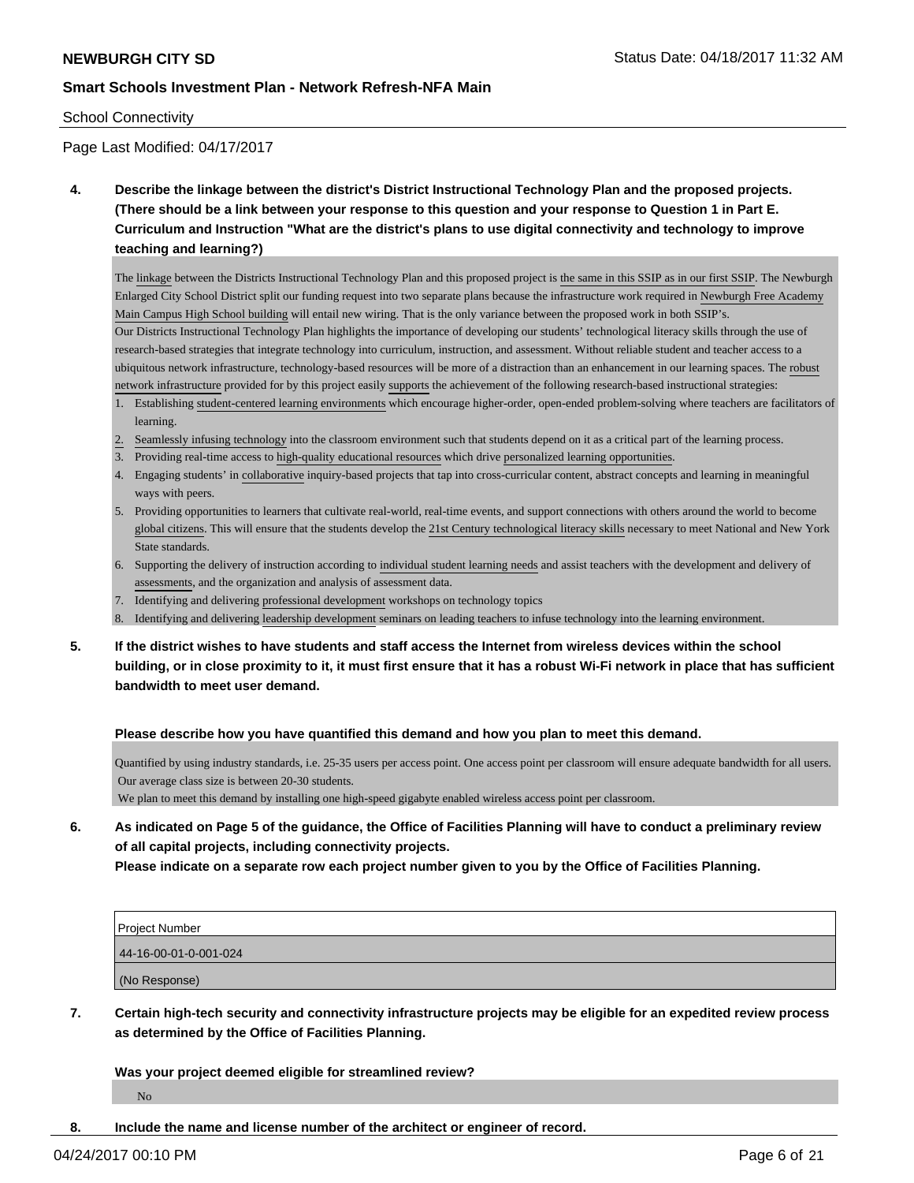School Connectivity

Page Last Modified: 04/17/2017

**4. Describe the linkage between the district's District Instructional Technology Plan and the proposed projects. (There should be a link between your response to this question and your response to Question 1 in Part E. Curriculum and Instruction "What are the district's plans to use digital connectivity and technology to improve teaching and learning?)**

The linkage between the Districts Instructional Technology Plan and this proposed project is the same in this SSIP as in our first SSIP. The Newburgh Enlarged City School District split our funding request into two separate plans because the infrastructure work required in Newburgh Free Academy Main Campus High School building will entail new wiring. That is the only variance between the proposed work in both SSIP's.

Our Districts Instructional Technology Plan highlights the importance of developing our students' technological literacy skills through the use of research-based strategies that integrate technology into curriculum, instruction, and assessment. Without reliable student and teacher access to a ubiquitous network infrastructure, technology-based resources will be more of a distraction than an enhancement in our learning spaces. The robust network infrastructure provided for by this project easily supports the achievement of the following research-based instructional strategies:

1. Establishing student-centered learning environments which encourage higher-order, open-ended problem-solving where teachers are facilitators of learning.
2. Seamlessly infusing technology into the classroom environment such that students depend on it as a critical part of the learning process.
3. Providing real-time access to high-quality educational resources which drive personalized learning opportunities.
4. Engaging students' in collaborative inquiry-based projects that tap into cross-cultural content, abstract concepts and learning in meaningful ways with peers.
5. Providing opportunities to learners that cultivate real-world, real-time events, and support connections with others around the world to become global citizens. This will ensure that the students develop the 21st Century technological literacy skills necessary to meet National and New York State standards.
6. Supporting the delivery of instruction according to individual student learning needs and assist teachers with the development and delivery of assessments, and the organization and analysis of assessment data.
7. Identifying and delivering professional development workshops on technology topics
8. Identifying and delivering leadership development seminars on leading teachers to infuse technology into the learning environment.

**5. If the district wishes to have students and staff access the Internet from wireless devices within the school building, or in close proximity to it, it must first ensure that it has a robust Wi-Fi network in place that has sufficient bandwidth to meet user demand.**

**Please describe how you have quantified this demand and how you plan to meet this demand.**

Quantified by using industry standards, i.e. 25-35 users per access point. One access point per classroom will ensure adequate bandwidth for all users. Our average class size is between 20-30 students.

We plan to meet this demand by installing one high-speed gigabyte enabled wireless access point per classroom.

**6. As indicated on Page 5 of the guidance, the Office of Facilities Planning will have to conduct a preliminary review of all capital projects, including connectivity projects.**
**Please indicate on a separate row each project number given to you by the Office of Facilities Planning.**

| Project Number |
| --- |
| 44-16-00-01-0-001-024 |
| (No Response) |

**7. Certain high-tech security and connectivity infrastructure projects may be eligible for an expedited review process as determined by the Office of Facilities Planning.**

**Was your project deemed eligible for streamlined review?**

No

**8. Include the name and license number of the architect or engineer of record.**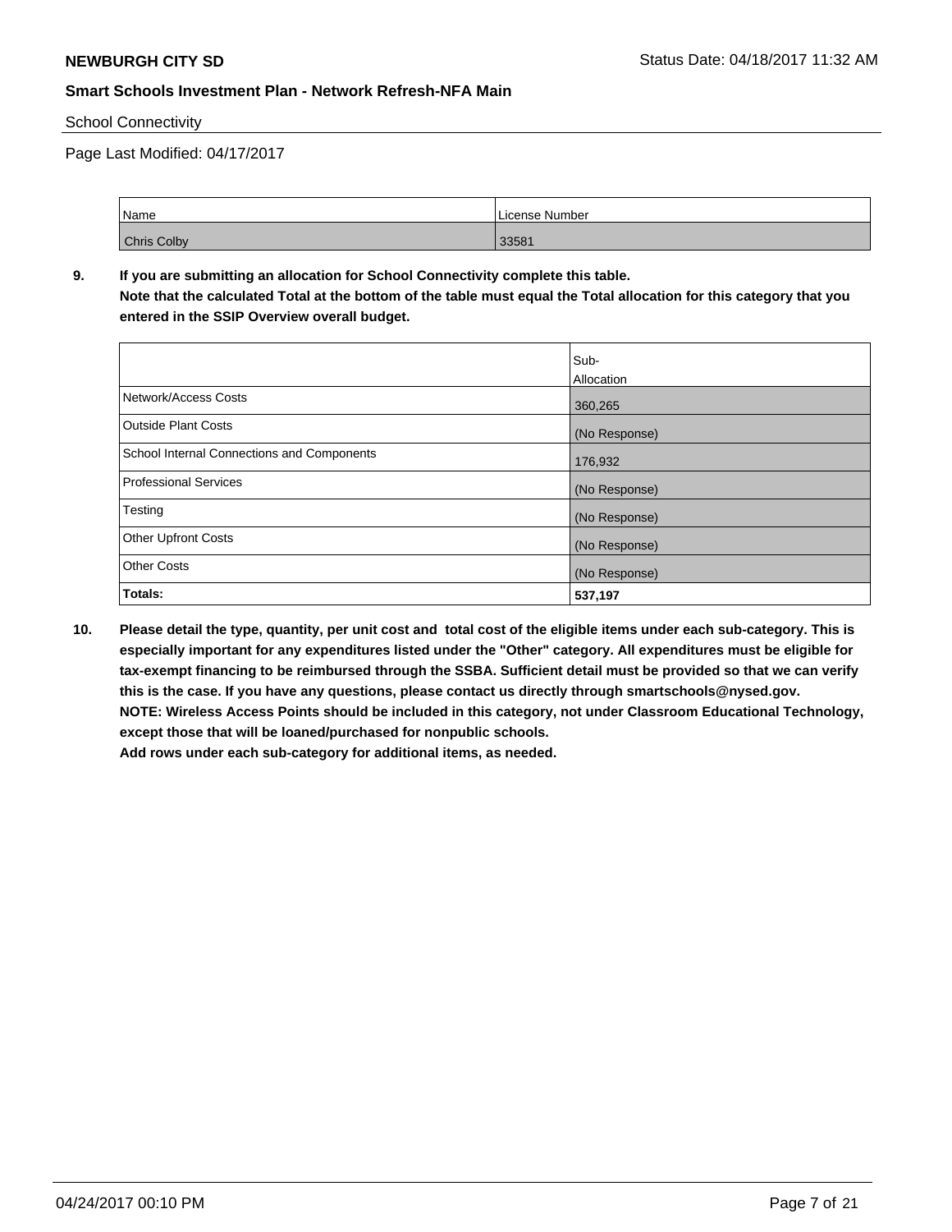School Connectivity

Page Last Modified: 04/17/2017

| Name | License Number |
|---|---|
| Chris Colby | 33581 |

**9. If you are submitting an allocation for School Connectivity complete this table. Note that the calculated Total at the bottom of the table must equal the Total allocation for this category that you entered in the SSIP Overview overall budget.**

| | Sub-Allocation |
|---|---|
| Network/Access Costs | 360,265 |
| Outside Plant Costs | (No Response) |
| School Internal Connections and Components | 176,932 |
| Professional Services | (No Response) |
| Testing | (No Response) |
| Other Upfront Costs | (No Response) |
| Other Costs | (No Response) |
| **Totals:** | **537,197** |

**10. Please detail the type, quantity, per unit cost and total cost of the eligible items under each sub-category. This is especially important for any expenditures listed under the "Other" category. All expenditures must be eligible for tax-exempt financing to be reimbursed through the SSBA. Sufficient detail must be provided so that we can verify this is the case. If you have any questions, please contact us directly through smartschools@nysed.gov. NOTE: Wireless Access Points should be included in this category, not under Classroom Educational Technology, except those that will be loaned/purchased for nonpublic schools. Add rows under each sub-category for additional items, as needed.**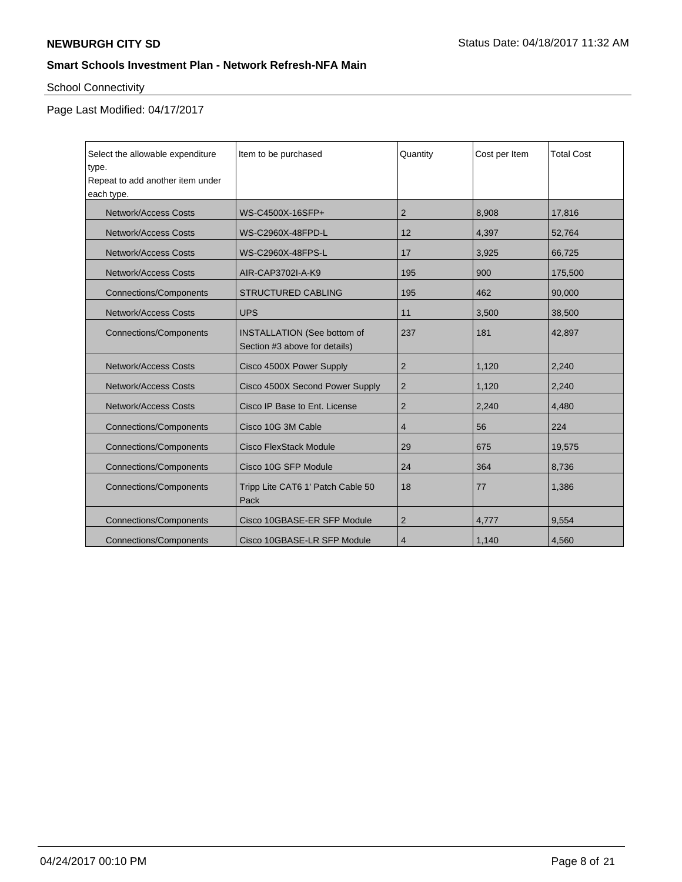## School Connectivity

Page Last Modified: 04/17/2017

| Select the allowable expenditure type. Repeat to add another item under each type. | Item to be purchased | Quantity | Cost per Item | Total Cost |
|---|---|---|---|---|
| Network/Access Costs | WS-C4500X-16SFP+ | 2 | 8,908 | 17,816 |
| Network/Access Costs | WS-C2960X-48FPD-L | 12 | 4,397 | 52,764 |
| Network/Access Costs | WS-C2960X-48FPS-L | 17 | 3,925 | 66,725 |
| Network/Access Costs | AIR-CAP3702I-A-K9 | 195 | 900 | 175,500 |
| Connections/Components | STRUCTURED CABLING | 195 | 462 | 90,000 |
| Network/Access Costs | UPS | 11 | 3,500 | 38,500 |
| Connections/Components | INSTALLATION (See bottom of Section #3 above for details) | 237 | 181 | 42,897 |
| Network/Access Costs | Cisco 4500X Power Supply | 2 | 1,120 | 2,240 |
| Network/Access Costs | Cisco 4500X Second Power Supply | 2 | 1,120 | 2,240 |
| Network/Access Costs | Cisco IP Base to Ent. License | 2 | 2,240 | 4,480 |
| Connections/Components | Cisco 10G 3M Cable | 4 | 56 | 224 |
| Connections/Components | Cisco FlexStack Module | 29 | 675 | 19,575 |
| Connections/Components | Cisco 10G SFP Module | 24 | 364 | 8,736 |
| Connections/Components | Tripp Lite CAT6 1' Patch Cable 50 Pack | 18 | 77 | 1,386 |
| Connections/Components | Cisco 10GBASE-ER SFP Module | 2 | 4,777 | 9,554 |
| Connections/Components | Cisco 10GBASE-LR SFP Module | 4 | 1,140 | 4,560 |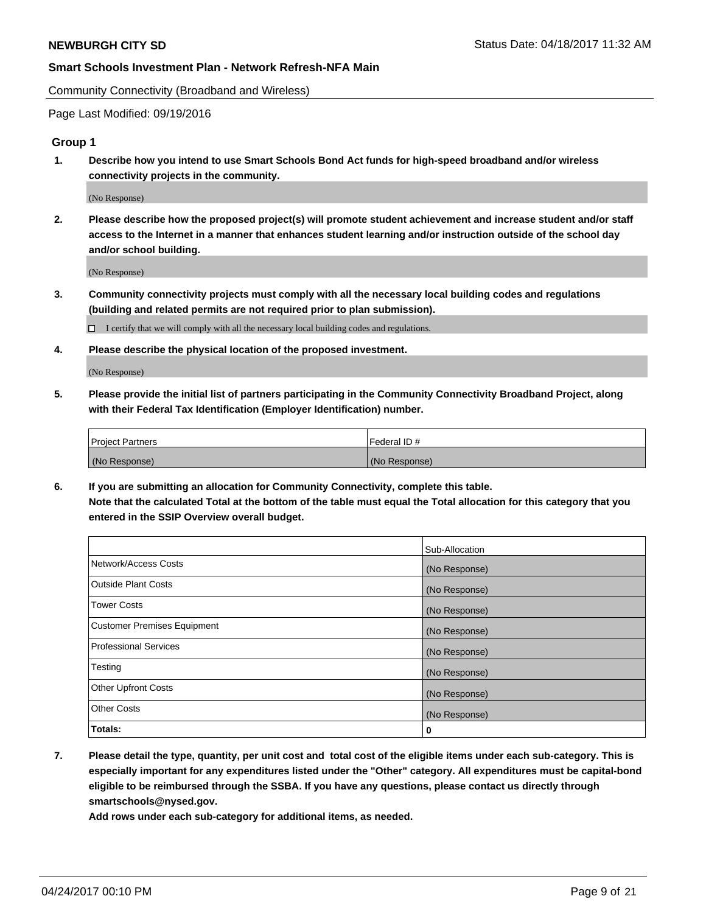Community Connectivity (Broadband and Wireless)

Page Last Modified: 09/19/2016

## Group 1

**1. Describe how you intend to use Smart Schools Bond Act funds for high-speed broadband and/or wireless connectivity projects in the community.**

(No Response)

**2. Please describe how the proposed project(s) will promote student achievement and increase student and/or staff access to the Internet in a manner that enhances student learning and/or instruction outside of the school day and/or school building.**

(No Response)

**3. Community connectivity projects must comply with all the necessary local building codes and regulations (building and related permits are not required prior to plan submission).**

☐ I certify that we will comply with all the necessary local building codes and regulations.

**4. Please describe the physical location of the proposed investment.**

(No Response)

**5. Please provide the initial list of partners participating in the Community Connectivity Broadband Project, along with their Federal Tax Identification (Employer Identification) number.**

| Project Partners | Federal ID # |
|---|---|
| (No Response) | (No Response) |

**6. If you are submitting an allocation for Community Connectivity, complete this table. Note that the calculated Total at the bottom of the table must equal the Total allocation for this category that you entered in the SSIP Overview overall budget.**

| | Sub-Allocation |
|---|---|
| Network/Access Costs | (No Response) |
| Outside Plant Costs | (No Response) |
| Tower Costs | (No Response) |
| Customer Premises Equipment | (No Response) |
| Professional Services | (No Response) |
| Testing | (No Response) |
| Other Upfront Costs | (No Response) |
| Other Costs | (No Response) |
| **Totals:** | **0** |

**7. Please detail the type, quantity, per unit cost and total cost of the eligible items under each sub-category. This is especially important for any expenditures listed under the "Other" category. All expenditures must be capital-bond eligible to be reimbursed through the SSBA. If you have any questions, please contact us directly through smartschools@nysed.gov.**
**Add rows under each sub-category for additional items, as needed.**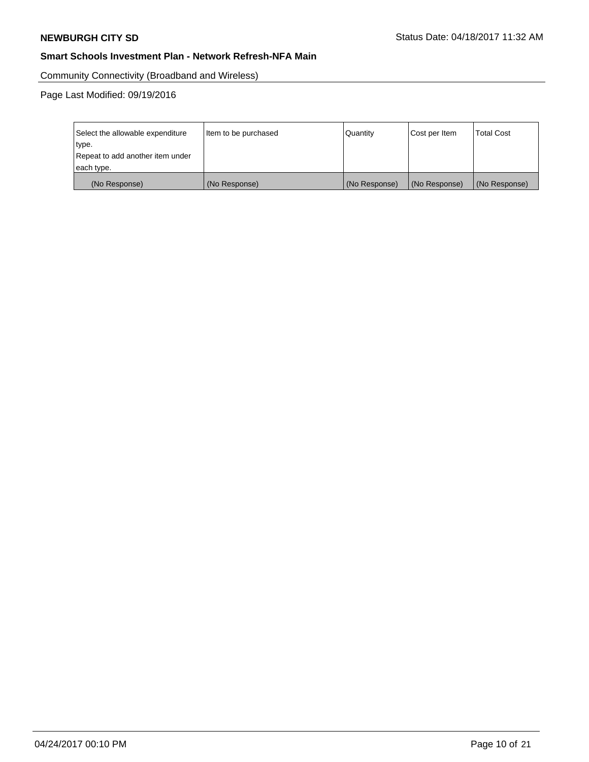Community Connectivity (Broadband and Wireless)

Page Last Modified: 09/19/2016

| Select the allowable expenditure type.<br>Repeat to add another item under each type. | Item to be purchased | Quantity | Cost per Item | Total Cost |
|---|---|---|---|---|
| (No Response) | (No Response) | (No Response) | (No Response) | (No Response) |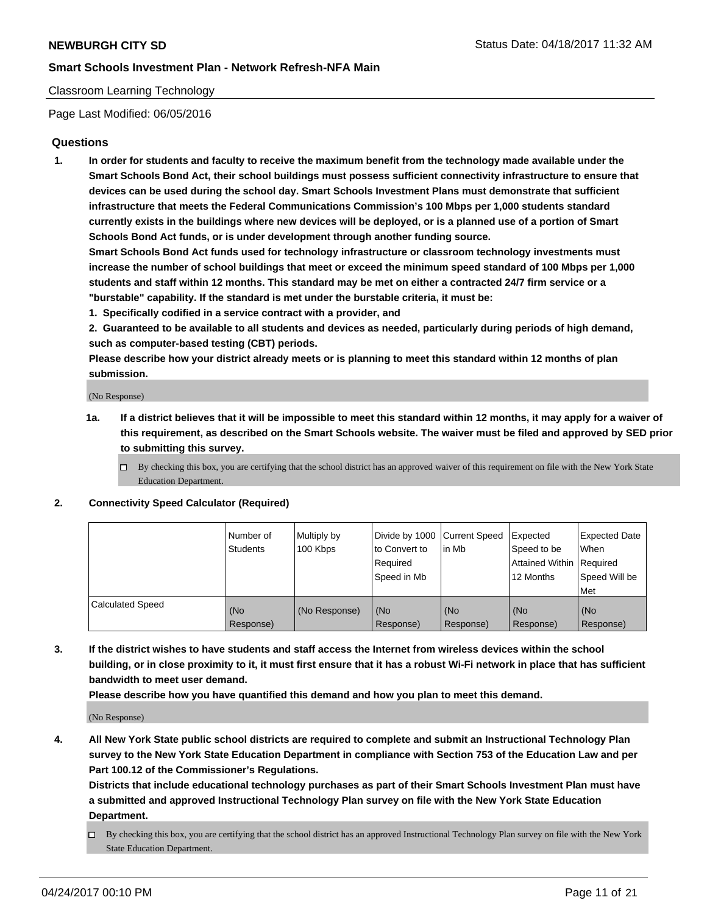Classroom Learning Technology

Page Last Modified: 06/05/2016

## Questions

1. **In order for students and faculty to receive the maximum benefit from the technology made available under the Smart Schools Bond Act, their school buildings must possess sufficient connectivity infrastructure to ensure that devices can be used during the school day. Smart Schools Investment Plans must demonstrate that sufficient infrastructure that meets the Federal Communications Commission's 100 Mbps per 1,000 students standard currently exists in the buildings where new devices will be deployed, or is a planned use of a portion of Smart Schools Bond Act funds, or is under development through another funding source.**

   **Smart Schools Bond Act funds used for technology infrastructure or classroom technology investments must increase the number of school buildings that meet or exceed the minimum speed standard of 100 Mbps per 1,000 students and staff within 12 months. This standard may be met on either a contracted 24/7 firm service or a "burstable" capability. If the standard is met under the burstable criteria, it must be:**

   **1. Specifically codified in a service contract with a provider, and**

   **2. Guaranteed to be available to all students and devices as needed, particularly during periods of high demand, such as computer-based testing (CBT) periods.**

   **Please describe how your district already meets or is planning to meet this standard within 12 months of plan submission.**

   (No Response)

   **1a. If a district believes that it will be impossible to meet this standard within 12 months, it may apply for a waiver of this requirement, as described on the Smart Schools website. The waiver must be filed and approved by SED prior to submitting this survey.**

   ☐ By checking this box, you are certifying that the school district has an approved waiver of this requirement on file with the New York State Education Department.

2. **Connectivity Speed Calculator (Required)**

| | Number of Students | Multiply by 100 Kbps | Divide by 1000 to Convert to Required Speed in Mb | Current Speed in Mb | Expected Speed to be Attained Within 12 Months | Expected Date When Required Speed Will be Met |
|---|---|---|---|---|---|---|
| Calculated Speed | (No Response) | (No Response) | (No Response) | (No Response) | (No Response) | (No Response) |

3. **If the district wishes to have students and staff access the Internet from wireless devices within the school building, or in close proximity to it, it must first ensure that it has a robust Wi-Fi network in place that has sufficient bandwidth to meet user demand.**

   **Please describe how you have quantified this demand and how you plan to meet this demand.**

   (No Response)

4. **All New York State public school districts are required to complete and submit an Instructional Technology Plan survey to the New York State Education Department in compliance with Section 753 of the Education Law and per Part 100.12 of the Commissioner's Regulations.**

   **Districts that include educational technology purchases as part of their Smart Schools Investment Plan must have a submitted and approved Instructional Technology Plan survey on file with the New York State Education Department.**

   ☐ By checking this box, you are certifying that the school district has an approved Instructional Technology Plan survey on file with the New York State Education Department.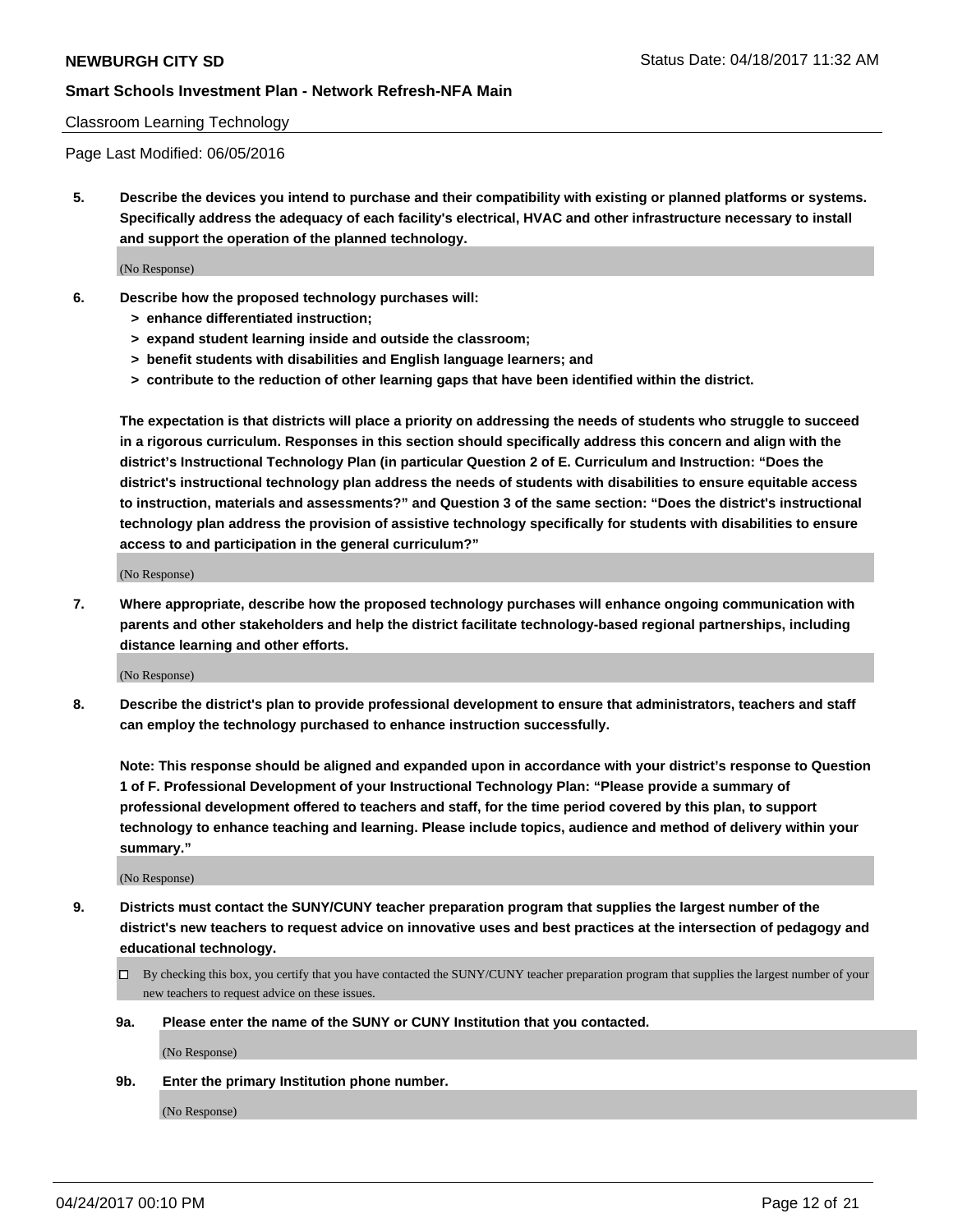Classroom Learning Technology

Page Last Modified: 06/05/2016

**5. Describe the devices you intend to purchase and their compatibility with existing or planned platforms or systems. Specifically address the adequacy of each facility's electrical, HVAC and other infrastructure necessary to install and support the operation of the planned technology.**

(No Response)

**6. Describe how the proposed technology purchases will:**

- **> enhance differentiated instruction;**
- **> expand student learning inside and outside the classroom;**
- **> benefit students with disabilities and English language learners; and**
- **> contribute to the reduction of other learning gaps that have been identified within the district.**

**The expectation is that districts will place a priority on addressing the needs of students who struggle to succeed in a rigorous curriculum. Responses in this section should specifically address this concern and align with the district's Instructional Technology Plan (in particular Question 2 of E. Curriculum and Instruction: "Does the district's instructional technology plan address the needs of students with disabilities to ensure equitable access to instruction, materials and assessments?" and Question 3 of the same section: "Does the district's instructional technology plan address the provision of assistive technology specifically for students with disabilities to ensure access to and participation in the general curriculum?"**

(No Response)

**7. Where appropriate, describe how the proposed technology purchases will enhance ongoing communication with parents and other stakeholders and help the district facilitate technology-based regional partnerships, including distance learning and other efforts.**

(No Response)

**8. Describe the district's plan to provide professional development to ensure that administrators, teachers and staff can employ the technology purchased to enhance instruction successfully.**

**Note: This response should be aligned and expanded upon in accordance with your district's response to Question 1 of F. Professional Development of your Instructional Technology Plan: "Please provide a summary of professional development offered to teachers and staff, for the time period covered by this plan, to support technology to enhance teaching and learning. Please include topics, audience and method of delivery within your summary."**

(No Response)

**9. Districts must contact the SUNY/CUNY teacher preparation program that supplies the largest number of the district's new teachers to request advice on innovative uses and best practices at the intersection of pedagogy and educational technology.**

☐ By checking this box, you certify that you have contacted the SUNY/CUNY teacher preparation program that supplies the largest number of your new teachers to request advice on these issues.

**9a. Please enter the name of the SUNY or CUNY Institution that you contacted.**

(No Response)

**9b. Enter the primary Institution phone number.**

(No Response)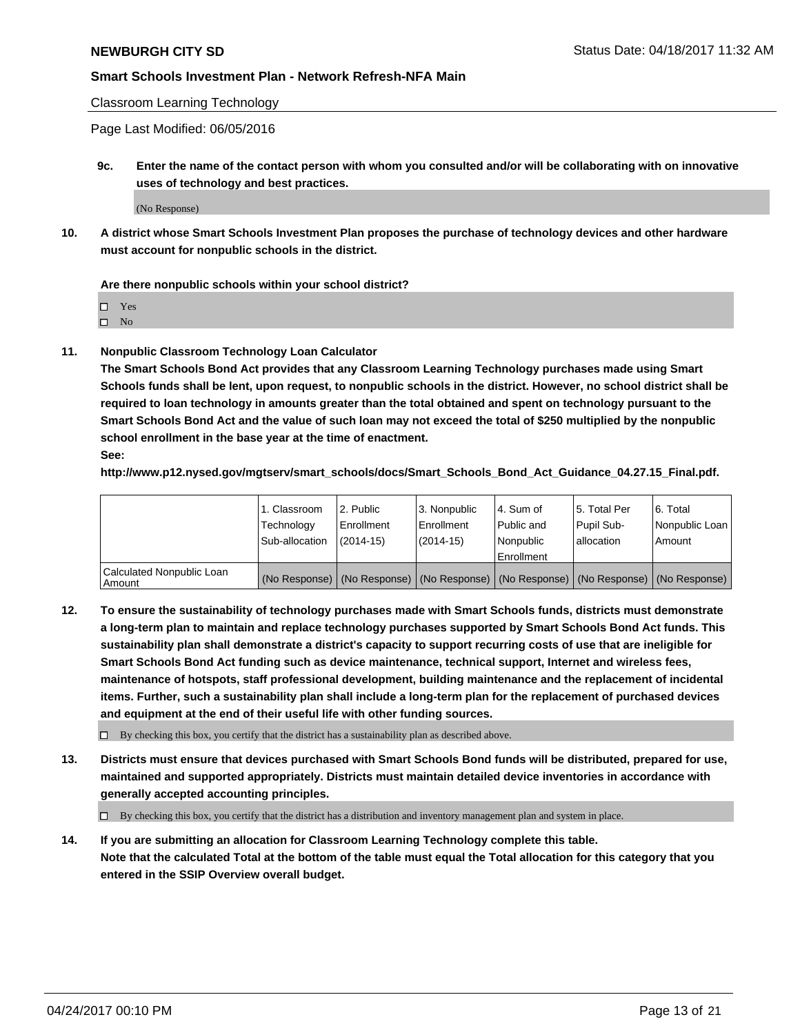Classroom Learning Technology

Page Last Modified: 06/05/2016

**9c. Enter the name of the contact person with whom you consulted and/or will be collaborating with on innovative uses of technology and best practices.**

(No Response)

**10. A district whose Smart Schools Investment Plan proposes the purchase of technology devices and other hardware must account for nonpublic schools in the district.**

**Are there nonpublic schools within your school district?**

- ☐ Yes
- ☐ No

**11. Nonpublic Classroom Technology Loan Calculator**

**The Smart Schools Bond Act provides that any Classroom Learning Technology purchases made using Smart Schools funds shall be lent, upon request, to nonpublic schools in the district. However, no school district shall be required to loan technology in amounts greater than the total obtained and spent on technology pursuant to the Smart Schools Bond Act and the value of such loan may not exceed the total of $250 multiplied by the nonpublic school enrollment in the base year at the time of enactment.**

**See:**

**http://www.p12.nysed.gov/mgtserv/smart_schools/docs/Smart_Schools_Bond_Act_Guidance_04.27.15_Final.pdf.**

| | 1. Classroom Technology Sub-allocation | 2. Public Enrollment (2014-15) | 3. Nonpublic Enrollment (2014-15) | 4. Sum of Public and Nonpublic Enrollment | 5. Total Per Pupil Sub-allocation | 6. Total Nonpublic Loan Amount |
|---|---|---|---|---|---|---|
| Calculated Nonpublic Loan Amount | (No Response) | (No Response) | (No Response) | (No Response) | (No Response) | (No Response) |

**12. To ensure the sustainability of technology purchases made with Smart Schools funds, districts must demonstrate a long-term plan to maintain and replace technology purchases supported by Smart Schools Bond Act funds. This sustainability plan shall demonstrate a district's capacity to support recurring costs of use that are ineligible for Smart Schools Bond Act funding such as device maintenance, technical support, Internet and wireless fees, maintenance of hotspots, staff professional development, building maintenance and the replacement of incidental items. Further, such a sustainability plan shall include a long-term plan for the replacement of purchased devices and equipment at the end of their useful life with other funding sources.**

☐ By checking this box, you certify that the district has a sustainability plan as described above.

**13. Districts must ensure that devices purchased with Smart Schools Bond funds will be distributed, prepared for use, maintained and supported appropriately. Districts must maintain detailed device inventories in accordance with generally accepted accounting principles.**

☐ By checking this box, you certify that the district has a distribution and inventory management plan and system in place.

**14. If you are submitting an allocation for Classroom Learning Technology complete this table. Note that the calculated Total at the bottom of the table must equal the Total allocation for this category that you entered in the SSIP Overview overall budget.**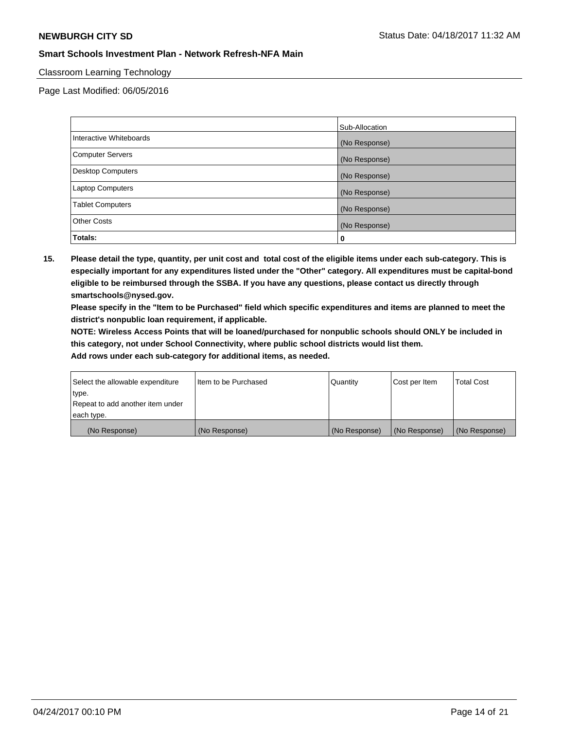## Classroom Learning Technology

Page Last Modified: 06/05/2016

| | Sub-Allocation |
|---|---|
| Interactive Whiteboards | (No Response) |
| Computer Servers | (No Response) |
| Desktop Computers | (No Response) |
| Laptop Computers | (No Response) |
| Tablet Computers | (No Response) |
| Other Costs | (No Response) |
| **Totals:** | **0** |

**15. Please detail the type, quantity, per unit cost and total cost of the eligible items under each sub-category. This is especially important for any expenditures listed under the "Other" category. All expenditures must be capital-bond eligible to be reimbursed through the SSBA. If you have any questions, please contact us directly through smartschools@nysed.gov.**

**Please specify in the "Item to be Purchased" field which specific expenditures and items are planned to meet the district's nonpublic loan requirement, if applicable.**

**NOTE: Wireless Access Points that will be loaned/purchased for nonpublic schools should ONLY be included in this category, not under School Connectivity, where public school districts would list them.**

**Add rows under each sub-category for additional items, as needed.**

| Select the allowable expenditure type. Repeat to add another item under each type. | Item to be Purchased | Quantity | Cost per Item | Total Cost |
|---|---|---|---|---|
| (No Response) | (No Response) | (No Response) | (No Response) | (No Response) |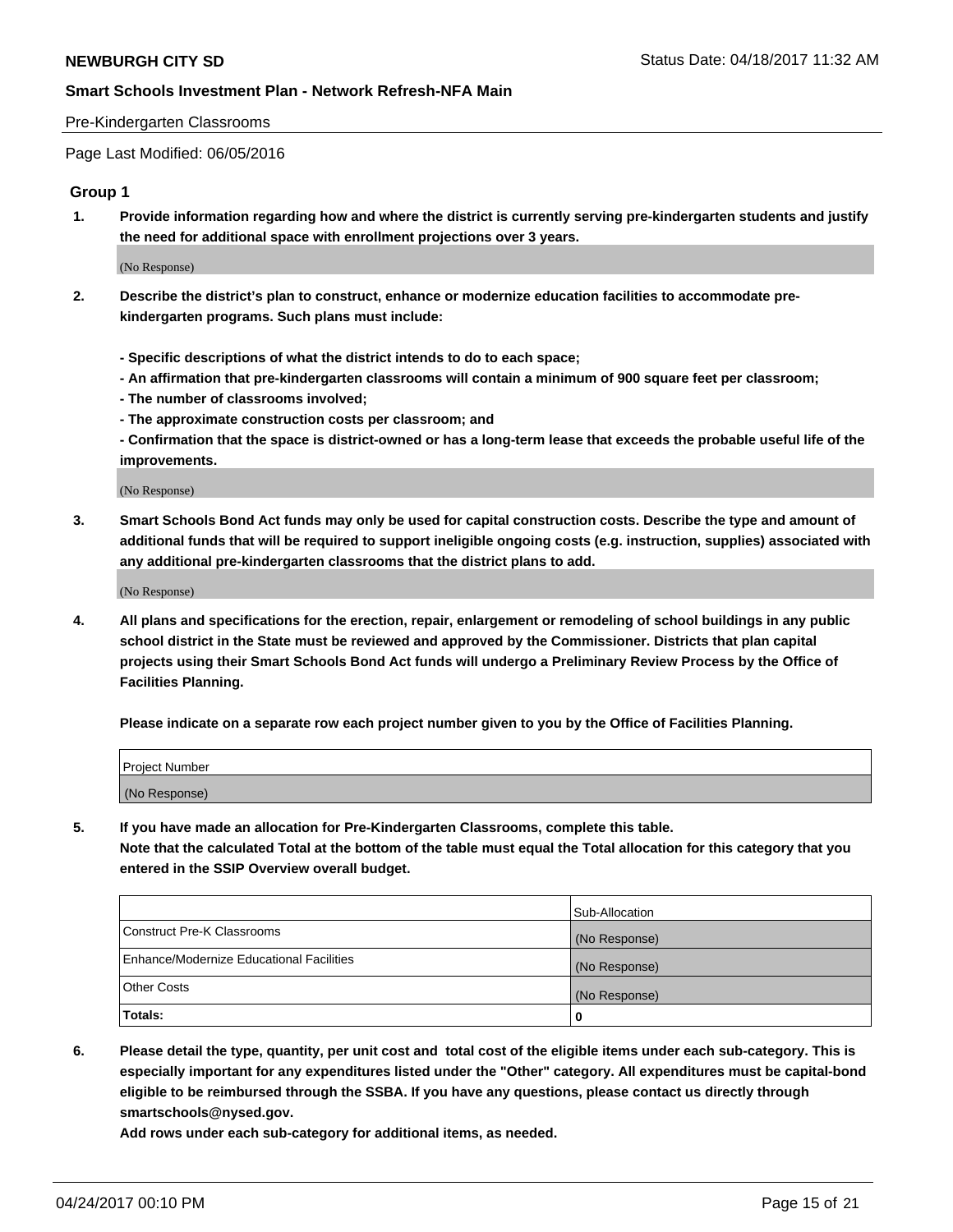Pre-Kindergarten Classrooms

Page Last Modified: 06/05/2016

## Group 1

1. **Provide information regarding how and where the district is currently serving pre-kindergarten students and justify the need for additional space with enrollment projections over 3 years.**

(No Response)

2. **Describe the district's plan to construct, enhance or modernize education facilities to accommodate pre-kindergarten programs. Such plans must include:**

**- Specific descriptions of what the district intends to do to each space;**
**- An affirmation that pre-kindergarten classrooms will contain a minimum of 900 square feet per classroom;**
**- The number of classrooms involved;**
**- The approximate construction costs per classroom; and**
**- Confirmation that the space is district-owned or has a long-term lease that exceeds the probable useful life of the improvements.**

(No Response)

3. **Smart Schools Bond Act funds may only be used for capital construction costs. Describe the type and amount of additional funds that will be required to support ineligible ongoing costs (e.g. instruction, supplies) associated with any additional pre-kindergarten classrooms that the district plans to add.**

(No Response)

4. **All plans and specifications for the erection, repair, enlargement or remodeling of school buildings in any public school district in the State must be reviewed and approved by the Commissioner. Districts that plan capital projects using their Smart Schools Bond Act funds will undergo a Preliminary Review Process by the Office of Facilities Planning.**

**Please indicate on a separate row each project number given to you by the Office of Facilities Planning.**

| Project Number |
|---|
| (No Response) |

5. **If you have made an allocation for Pre-Kindergarten Classrooms, complete this table.**
**Note that the calculated Total at the bottom of the table must equal the Total allocation for this category that you entered in the SSIP Overview overall budget.**

| | Sub-Allocation |
|---|---|
| Construct Pre-K Classrooms | (No Response) |
| Enhance/Modernize Educational Facilities | (No Response) |
| Other Costs | (No Response) |
| **Totals:** | **0** |

6. **Please detail the type, quantity, per unit cost and total cost of the eligible items under each sub-category. This is especially important for any expenditures listed under the "Other" category. All expenditures must be capital-bond eligible to be reimbursed through the SSBA. If you have any questions, please contact us directly through smartschools@nysed.gov.**
**Add rows under each sub-category for additional items, as needed.**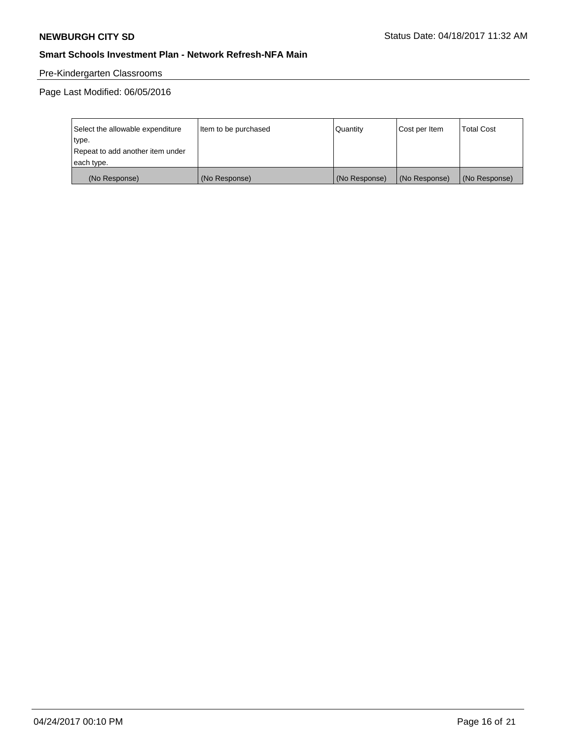Pre-Kindergarten Classrooms

Page Last Modified: 06/05/2016

| Select the allowable expenditure type.<br>Repeat to add another item under each type. | Item to be purchased | Quantity | Cost per Item | Total Cost |
|---|---|---|---|---|
| (No Response) | (No Response) | (No Response) | (No Response) | (No Response) |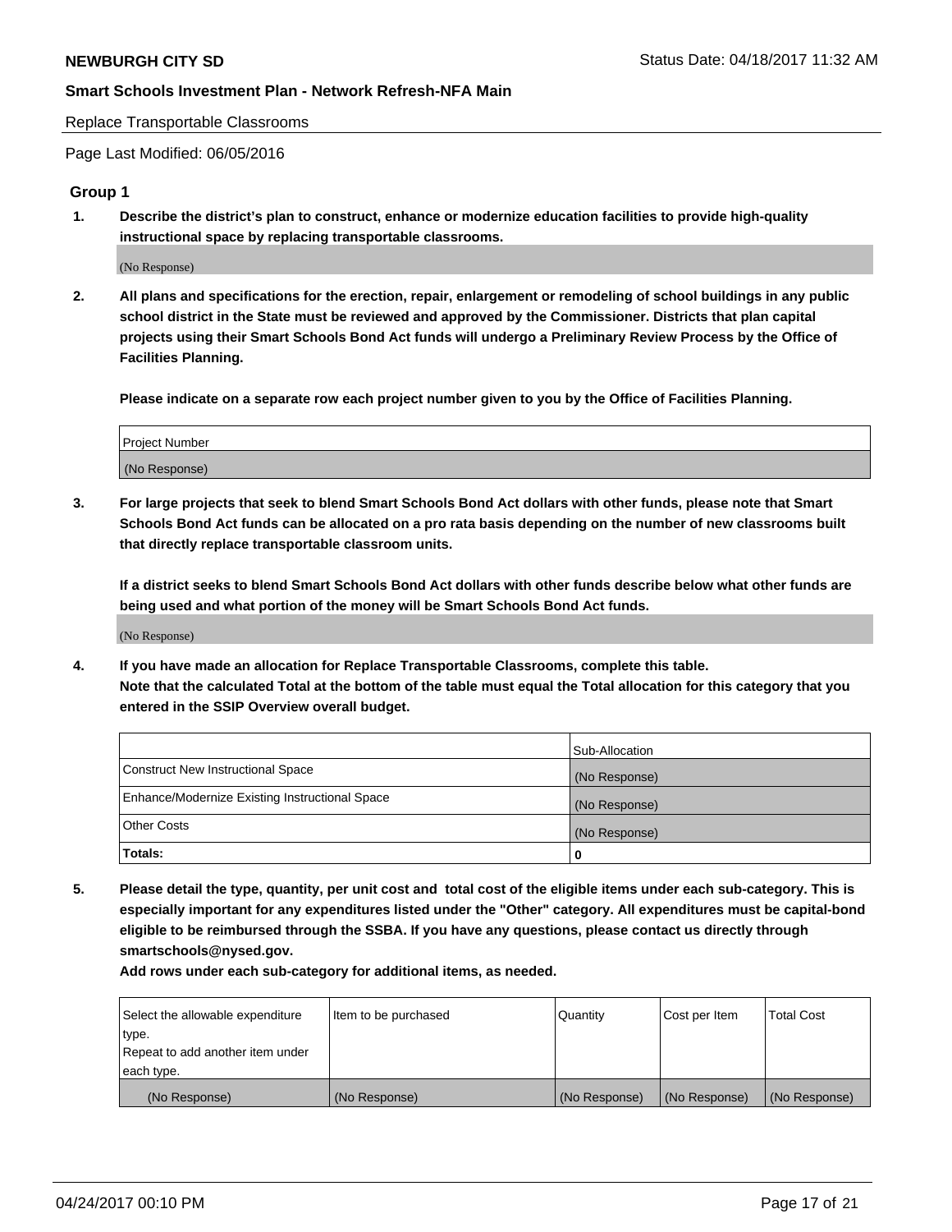Replace Transportable Classrooms

Page Last Modified: 06/05/2016

## Group 1

**1. Describe the district's plan to construct, enhance or modernize education facilities to provide high-quality instructional space by replacing transportable classrooms.**

(No Response)

**2. All plans and specifications for the erection, repair, enlargement or remodeling of school buildings in any public school district in the State must be reviewed and approved by the Commissioner. Districts that plan capital projects using their Smart Schools Bond Act funds will undergo a Preliminary Review Process by the Office of Facilities Planning.**

**Please indicate on a separate row each project number given to you by the Office of Facilities Planning.**

| Project Number |
| --- |
| (No Response) |

**3. For large projects that seek to blend Smart Schools Bond Act dollars with other funds, please note that Smart Schools Bond Act funds can be allocated on a pro rata basis depending on the number of new classrooms built that directly replace transportable classroom units.**

**If a district seeks to blend Smart Schools Bond Act dollars with other funds describe below what other funds are being used and what portion of the money will be Smart Schools Bond Act funds.**

(No Response)

**4. If you have made an allocation for Replace Transportable Classrooms, complete this table.**
**Note that the calculated Total at the bottom of the table must equal the Total allocation for this category that you entered in the SSIP Overview overall budget.**

| | Sub-Allocation |
| --- | --- |
| Construct New Instructional Space | (No Response) |
| Enhance/Modernize Existing Instructional Space | (No Response) |
| Other Costs | (No Response) |
| **Totals:** | **0** |

**5. Please detail the type, quantity, per unit cost and total cost of the eligible items under each sub-category. This is especially important for any expenditures listed under the "Other" category. All expenditures must be capital-bond eligible to be reimbursed through the SSBA. If you have any questions, please contact us directly through smartschools@nysed.gov.**

**Add rows under each sub-category for additional items, as needed.**

| Select the allowable expenditure type. Repeat to add another item under each type. | Item to be purchased | Quantity | Cost per Item | Total Cost |
| --- | --- | --- | --- | --- |
| (No Response) | (No Response) | (No Response) | (No Response) | (No Response) |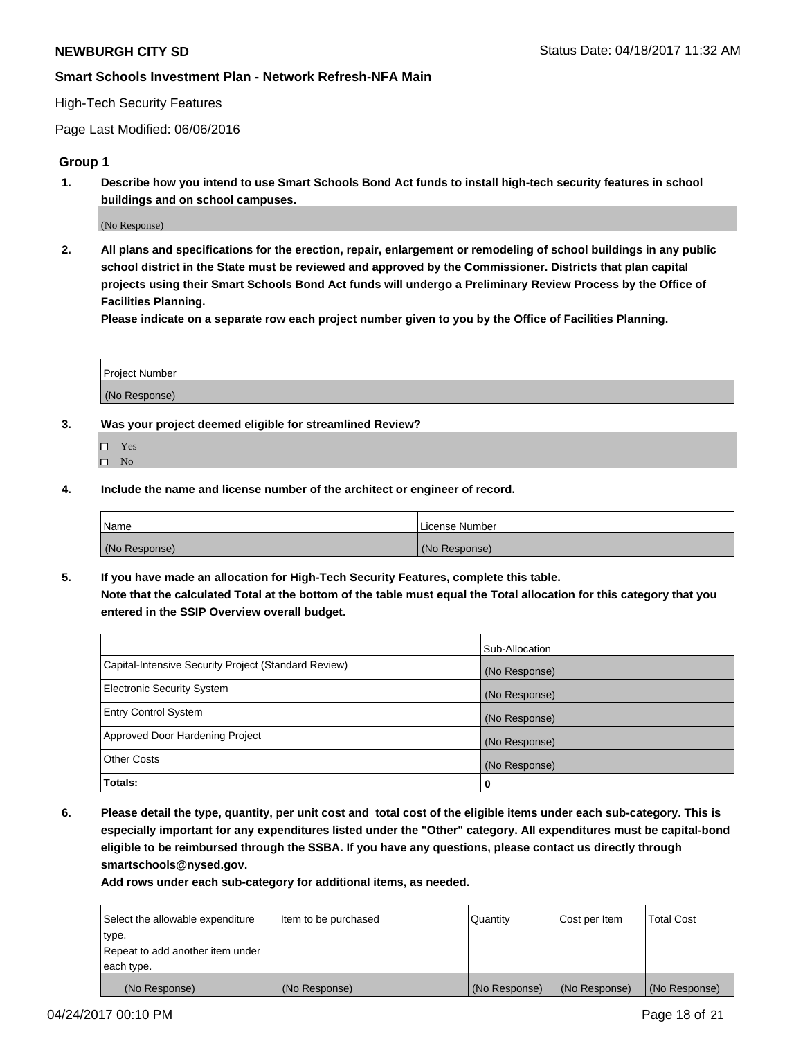High-Tech Security Features

Page Last Modified: 06/06/2016

## Group 1

1. **Describe how you intend to use Smart Schools Bond Act funds to install high-tech security features in school buildings and on school campuses.**

   (No Response)

2. **All plans and specifications for the erection, repair, enlargement or remodeling of school buildings in any public school district in the State must be reviewed and approved by the Commissioner. Districts that plan capital projects using their Smart Schools Bond Act funds will undergo a Preliminary Review Process by the Office of Facilities Planning.**
   **Please indicate on a separate row each project number given to you by the Office of Facilities Planning.**

| Project Number |
|---|
| (No Response) |

3. **Was your project deemed eligible for streamlined Review?**

   - ☐ Yes
   - ☐ No

4. **Include the name and license number of the architect or engineer of record.**

| Name | License Number |
|---|---|
| (No Response) | (No Response) |

5. **If you have made an allocation for High-Tech Security Features, complete this table.**
   **Note that the calculated Total at the bottom of the table must equal the Total allocation for this category that you entered in the SSIP Overview overall budget.**

| | Sub-Allocation |
|---|---|
| Capital-Intensive Security Project (Standard Review) | (No Response) |
| Electronic Security System | (No Response) |
| Entry Control System | (No Response) |
| Approved Door Hardening Project | (No Response) |
| Other Costs | (No Response) |
| **Totals:** | **0** |

6. **Please detail the type, quantity, per unit cost and total cost of the eligible items under each sub-category. This is especially important for any expenditures listed under the "Other" category. All expenditures must be capital-bond eligible to be reimbursed through the SSBA. If you have any questions, please contact us directly through smartschools@nysed.gov.**
   **Add rows under each sub-category for additional items, as needed.**

| Select the allowable expenditure type. Repeat to add another item under each type. | Item to be purchased | Quantity | Cost per Item | Total Cost |
|---|---|---|---|---|
| (No Response) | (No Response) | (No Response) | (No Response) | (No Response) |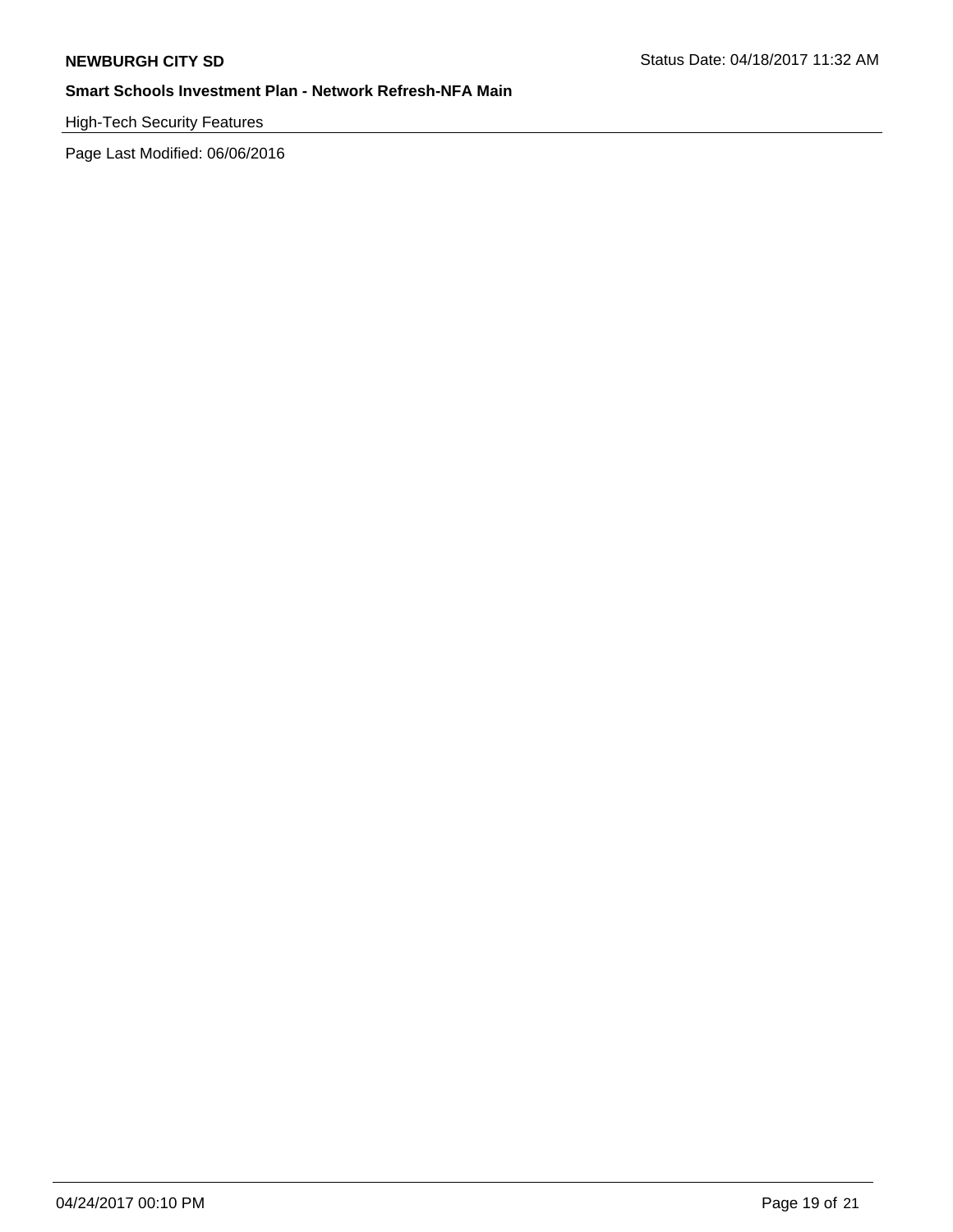High-Tech Security Features

Page Last Modified: 06/06/2016